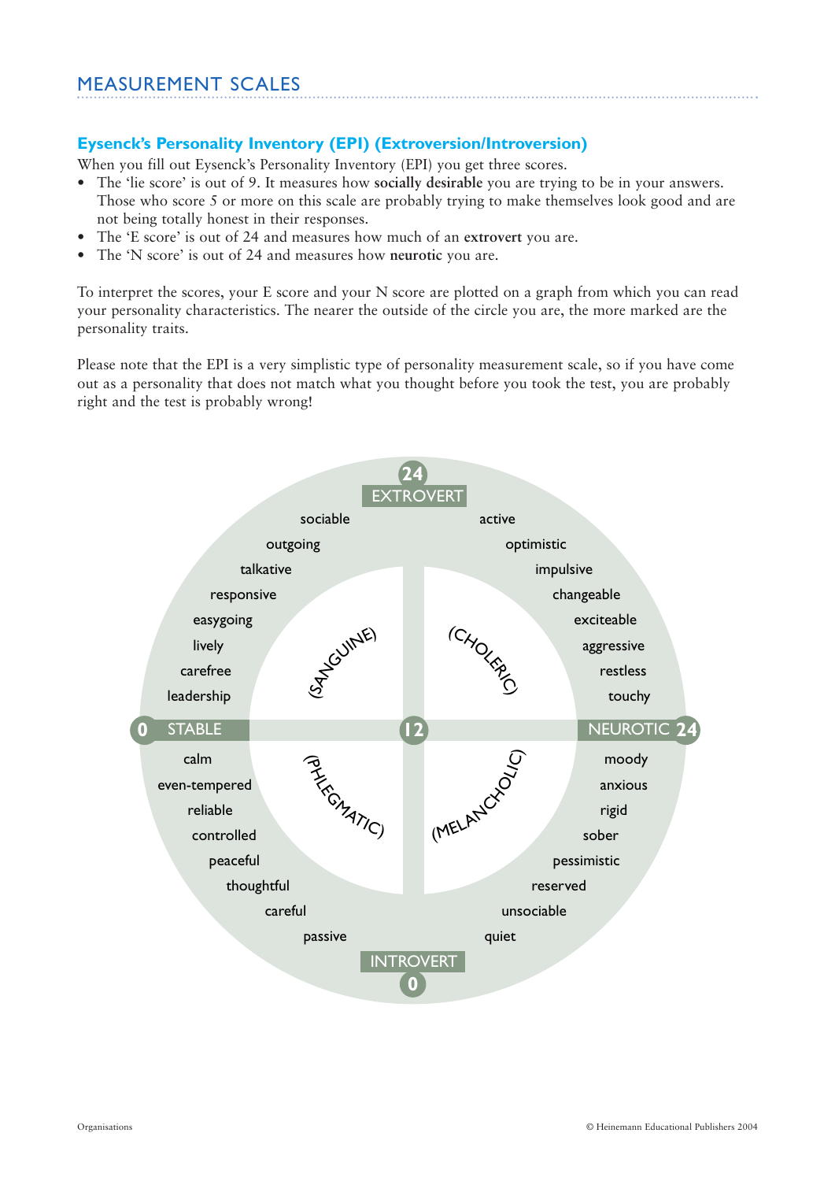# MEASUREMENT SCALES

## Eysenck's Personality Inventory (EPI) (Extroversion/Introversion)

When you fill out Eysenck's Personality Inventory (EPI) you get three scores.

- The 'lie score' is out of 9. It measures how **socially desirable** you are trying to be in your answers. Those who score 5 or more on this scale are probably trying to make themselves look good and are not being totally honest in their responses.
- The 'E score' is out of 24 and measures how much of an **extrovert** you are.
- The 'N score' is out of 24 and measures how **neurotic** you are.

To interpret the scores, your E score and your N score are plotted on a graph from which you can read your personality characteristics. The nearer the outside of the circle you are, the more marked are the personality traits.

Please note that the EPI is a very simplistic type of personality measurement scale, so if you have come out as a personality that does not match what you thought before you took the test, you are probably right and the test is probably wrong!

24 EXTROVERT

(SANGUINE): sociable, outgoing, talkative, responsive, easygoing, lively, carefree, leadership

(CHOLERIC): active, optimistic, impulsive, changeable, exciteable, aggressive, restless, touchy

0 STABLE — 12 — NEUROTIC 24

(PHLEGMATIC): calm, even-tempered, reliable, controlled, peaceful, thoughtful, careful, passive

(MELANCHOLIC): moody, anxious, rigid, sober, pessimistic, reserved, unsociable, quiet

INTROVERT 0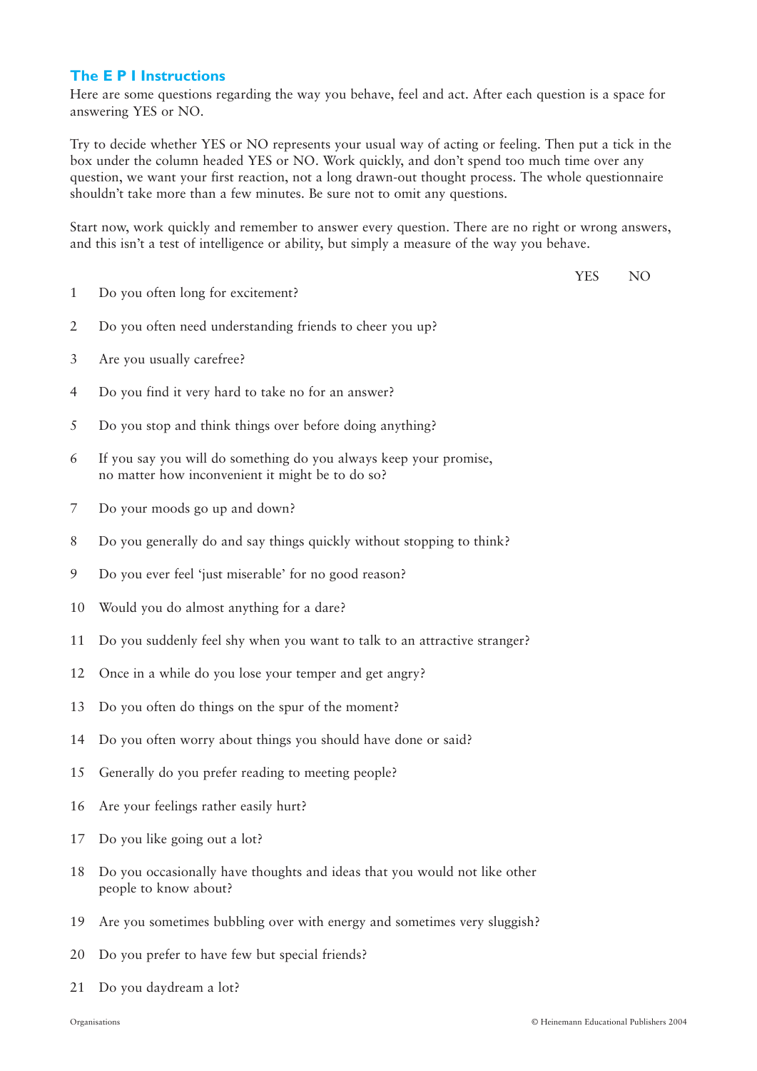## The E P I Instructions

Here are some questions regarding the way you behave, feel and act. After each question is a space for answering YES or NO.

Try to decide whether YES or NO represents your usual way of acting or feeling. Then put a tick in the box under the column headed YES or NO. Work quickly, and don't spend too much time over any question, we want your first reaction, not a long drawn-out thought process. The whole questionnaire shouldn't take more than a few minutes. Be sure not to omit any questions.

Start now, work quickly and remember to answer every question. There are no right or wrong answers, and this isn't a test of intelligence or ability, but simply a measure of the way you behave.

| | | YES | NO |
|---|---|---|---|
| 1 | Do you often long for excitement? | | |
| 2 | Do you often need understanding friends to cheer you up? | | |
| 3 | Are you usually carefree? | | |
| 4 | Do you find it very hard to take no for an answer? | | |
| 5 | Do you stop and think things over before doing anything? | | |
| 6 | If you say you will do something do you always keep your promise, no matter how inconvenient it might be to do so? | | |
| 7 | Do your moods go up and down? | | |
| 8 | Do you generally do and say things quickly without stopping to think? | | |
| 9 | Do you ever feel 'just miserable' for no good reason? | | |
| 10 | Would you do almost anything for a dare? | | |
| 11 | Do you suddenly feel shy when you want to talk to an attractive stranger? | | |
| 12 | Once in a while do you lose your temper and get angry? | | |
| 13 | Do you often do things on the spur of the moment? | | |
| 14 | Do you often worry about things you should have done or said? | | |
| 15 | Generally do you prefer reading to meeting people? | | |
| 16 | Are your feelings rather easily hurt? | | |
| 17 | Do you like going out a lot? | | |
| 18 | Do you occasionally have thoughts and ideas that you would not like other people to know about? | | |
| 19 | Are you sometimes bubbling over with energy and sometimes very sluggish? | | |
| 20 | Do you prefer to have few but special friends? | | |
| 21 | Do you daydream a lot? | | |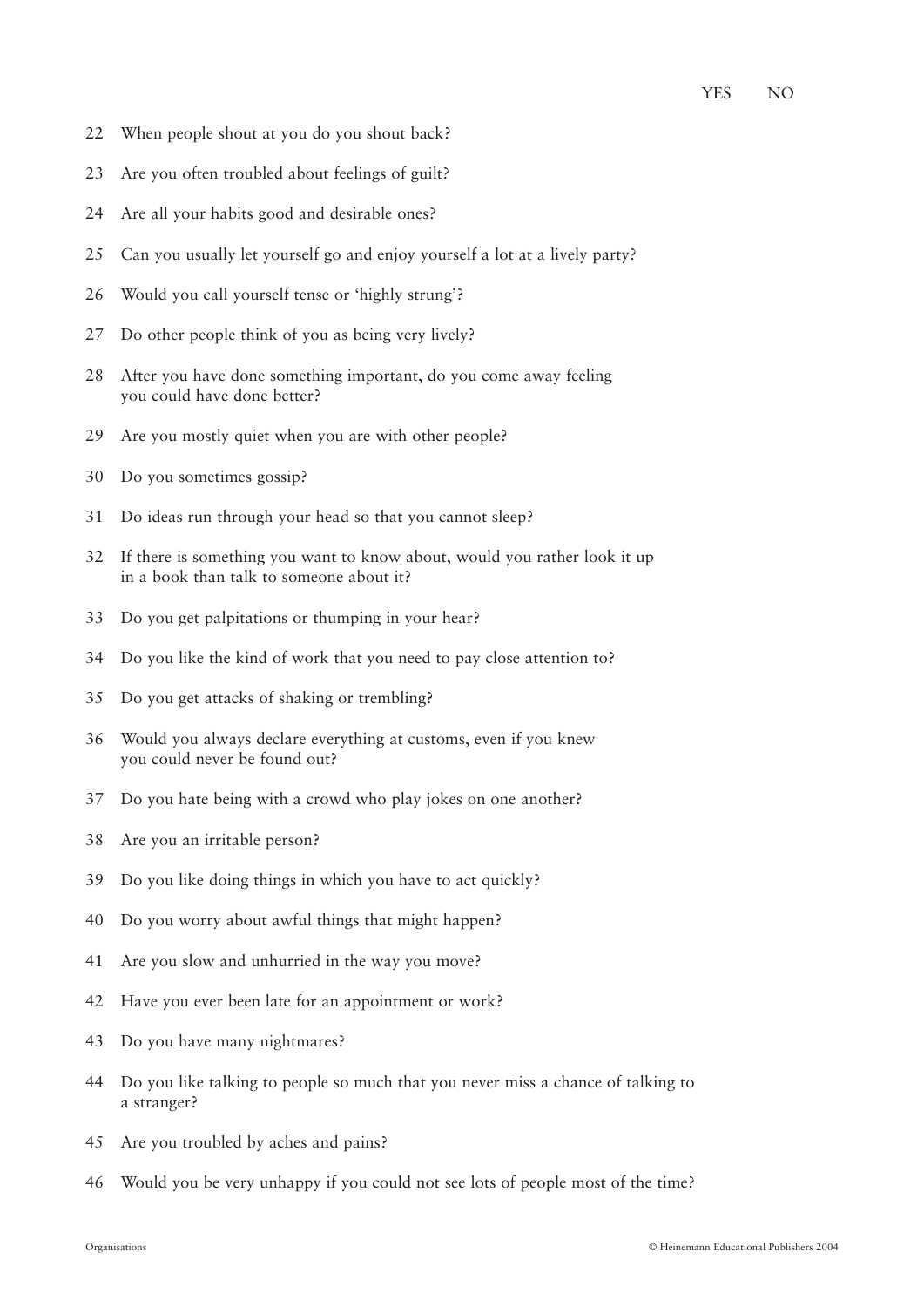| | | YES | NO |
|---|---|---|---|
| 22 | When people shout at you do you shout back? | | |
| 23 | Are you often troubled about feelings of guilt? | | |
| 24 | Are all your habits good and desirable ones? | | |
| 25 | Can you usually let yourself go and enjoy yourself a lot at a lively party? | | |
| 26 | Would you call yourself tense or 'highly strung'? | | |
| 27 | Do other people think of you as being very lively? | | |
| 28 | After you have done something important, do you come away feeling you could have done better? | | |
| 29 | Are you mostly quiet when you are with other people? | | |
| 30 | Do you sometimes gossip? | | |
| 31 | Do ideas run through your head so that you cannot sleep? | | |
| 32 | If there is something you want to know about, would you rather look it up in a book than talk to someone about it? | | |
| 33 | Do you get palpitations or thumping in your hear? | | |
| 34 | Do you like the kind of work that you need to pay close attention to? | | |
| 35 | Do you get attacks of shaking or trembling? | | |
| 36 | Would you always declare everything at customs, even if you knew you could never be found out? | | |
| 37 | Do you hate being with a crowd who play jokes on one another? | | |
| 38 | Are you an irritable person? | | |
| 39 | Do you like doing things in which you have to act quickly? | | |
| 40 | Do you worry about awful things that might happen? | | |
| 41 | Are you slow and unhurried in the way you move? | | |
| 42 | Have you ever been late for an appointment or work? | | |
| 43 | Do you have many nightmares? | | |
| 44 | Do you like talking to people so much that you never miss a chance of talking to a stranger? | | |
| 45 | Are you troubled by aches and pains? | | |
| 46 | Would you be very unhappy if you could not see lots of people most of the time? | | |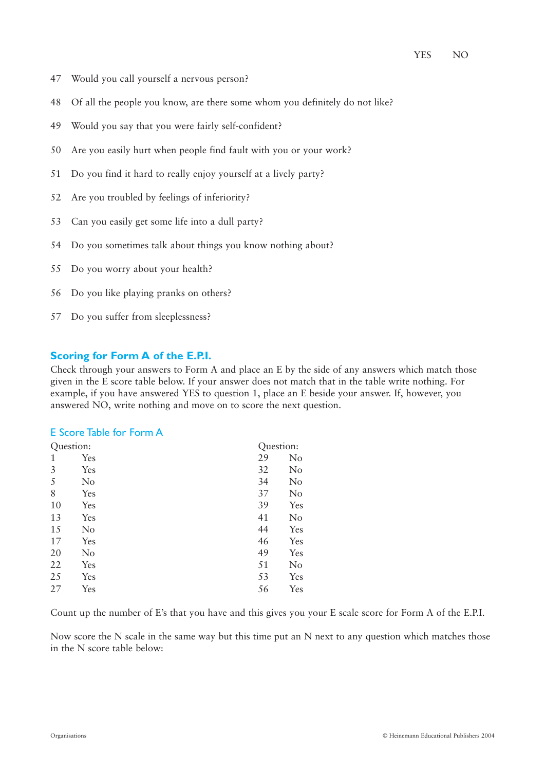| | | YES | NO |
|---|---|---|---|
| 47 | Would you call yourself a nervous person? | | |
| 48 | Of all the people you know, are there some whom you definitely do not like? | | |
| 49 | Would you say that you were fairly self-confident? | | |
| 50 | Are you easily hurt when people find fault with you or your work? | | |
| 51 | Do you find it hard to really enjoy yourself at a lively party? | | |
| 52 | Are you troubled by feelings of inferiority? | | |
| 53 | Can you easily get some life into a dull party? | | |
| 54 | Do you sometimes talk about things you know nothing about? | | |
| 55 | Do you worry about your health? | | |
| 56 | Do you like playing pranks on others? | | |
| 57 | Do you suffer from sleeplessness? | | |

## Scoring for Form A of the E.P.I.

Check through your answers to Form A and place an E by the side of any answers which match those given in the E score table below. If your answer does not match that in the table write nothing. For example, if you have answered YES to question 1, place an E beside your answer. If, however, you answered NO, write nothing and move on to score the next question.

### E Score Table for Form A

| Question: | | Question: | |
|---|---|---|---|
| 1 | Yes | 29 | No |
| 3 | Yes | 32 | No |
| 5 | No | 34 | No |
| 8 | Yes | 37 | No |
| 10 | Yes | 39 | Yes |
| 13 | Yes | 41 | No |
| 15 | No | 44 | Yes |
| 17 | Yes | 46 | Yes |
| 20 | No | 49 | Yes |
| 22 | Yes | 51 | No |
| 25 | Yes | 53 | Yes |
| 27 | Yes | 56 | Yes |

Count up the number of E's that you have and this gives you your E scale score for Form A of the E.P.I.

Now score the N scale in the same way but this time put an N next to any question which matches those in the N score table below: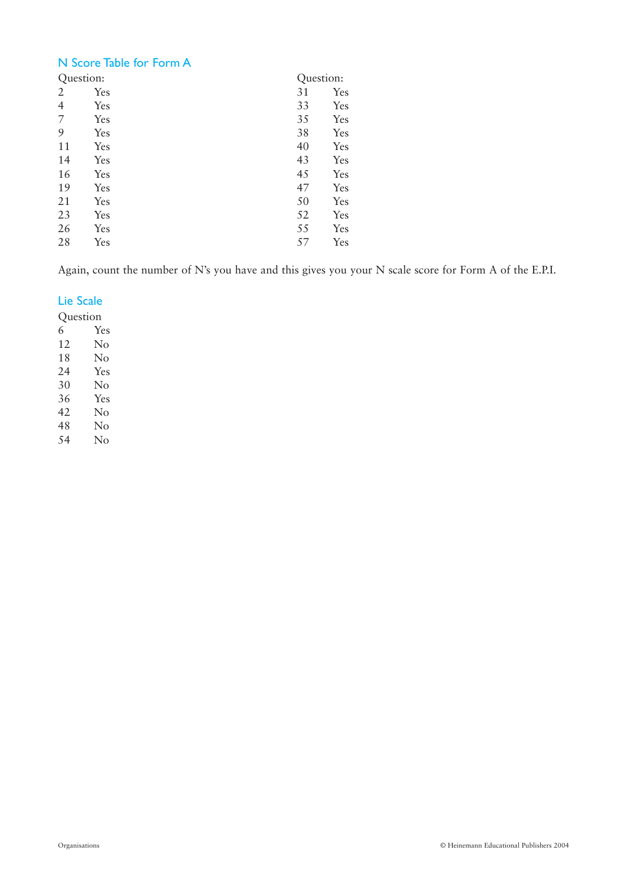## N Score Table for Form A

| Question: | | Question: | |
|---|---|---|---|
| 2 | Yes | 31 | Yes |
| 4 | Yes | 33 | Yes |
| 7 | Yes | 35 | Yes |
| 9 | Yes | 38 | Yes |
| 11 | Yes | 40 | Yes |
| 14 | Yes | 43 | Yes |
| 16 | Yes | 45 | Yes |
| 19 | Yes | 47 | Yes |
| 21 | Yes | 50 | Yes |
| 23 | Yes | 52 | Yes |
| 26 | Yes | 55 | Yes |
| 28 | Yes | 57 | Yes |

Again, count the number of N's you have and this gives you your N scale score for Form A of the E.P.I.

## Lie Scale

| Question | |
|---|---|
| 6 | Yes |
| 12 | No |
| 18 | No |
| 24 | Yes |
| 30 | No |
| 36 | Yes |
| 42 | No |
| 48 | No |
| 54 | No |